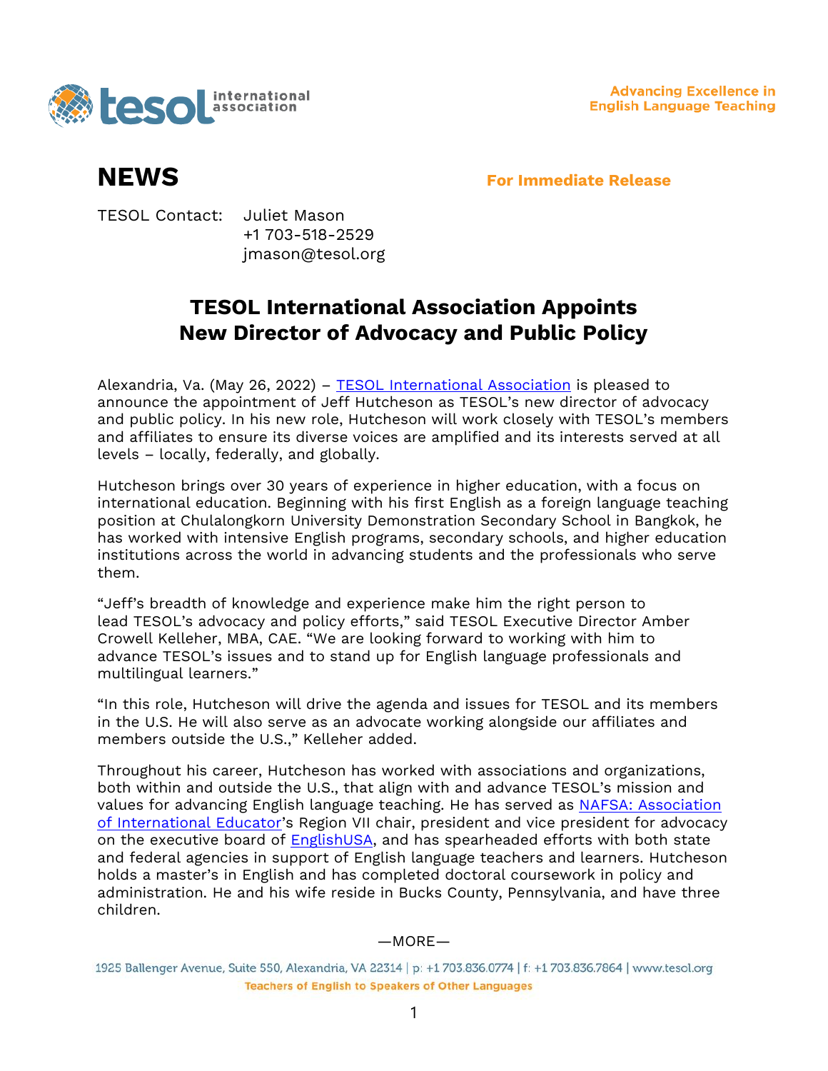tesol international association

Advancing Excellence in English Language Teaching

# NEWS

**For Immediate Release**

TESOL Contact: Juliet Mason
+1 703-518-2529
jmason@tesol.org

## TESOL International Association Appoints New Director of Advocacy and Public Policy

Alexandria, Va. (May 26, 2022) – TESOL International Association is pleased to announce the appointment of Jeff Hutcheson as TESOL's new director of advocacy and public policy. In his new role, Hutcheson will work closely with TESOL's members and affiliates to ensure its diverse voices are amplified and its interests served at all levels – locally, federally, and globally.

Hutcheson brings over 30 years of experience in higher education, with a focus on international education. Beginning with his first English as a foreign language teaching position at Chulalongkorn University Demonstration Secondary School in Bangkok, he has worked with intensive English programs, secondary schools, and higher education institutions across the world in advancing students and the professionals who serve them.

"Jeff's breadth of knowledge and experience make him the right person to lead TESOL's advocacy and policy efforts," said TESOL Executive Director Amber Crowell Kelleher, MBA, CAE. "We are looking forward to working with him to advance TESOL's issues and to stand up for English language professionals and multilingual learners."

"In this role, Hutcheson will drive the agenda and issues for TESOL and its members in the U.S. He will also serve as an advocate working alongside our affiliates and members outside the U.S.," Kelleher added.

Throughout his career, Hutcheson has worked with associations and organizations, both within and outside the U.S., that align with and advance TESOL's mission and values for advancing English language teaching. He has served as NAFSA: Association of International Educator's Region VII chair, president and vice president for advocacy on the executive board of EnglishUSA, and has spearheaded efforts with both state and federal agencies in support of English language teachers and learners. Hutcheson holds a master's in English and has completed doctoral coursework in policy and administration. He and his wife reside in Bucks County, Pennsylvania, and have three children.

—MORE—

1925 Ballenger Avenue, Suite 550, Alexandria, VA 22314 | p: +1 703.836.0774 | f: +1 703.836.7864 | www.tesol.org
Teachers of English to Speakers of Other Languages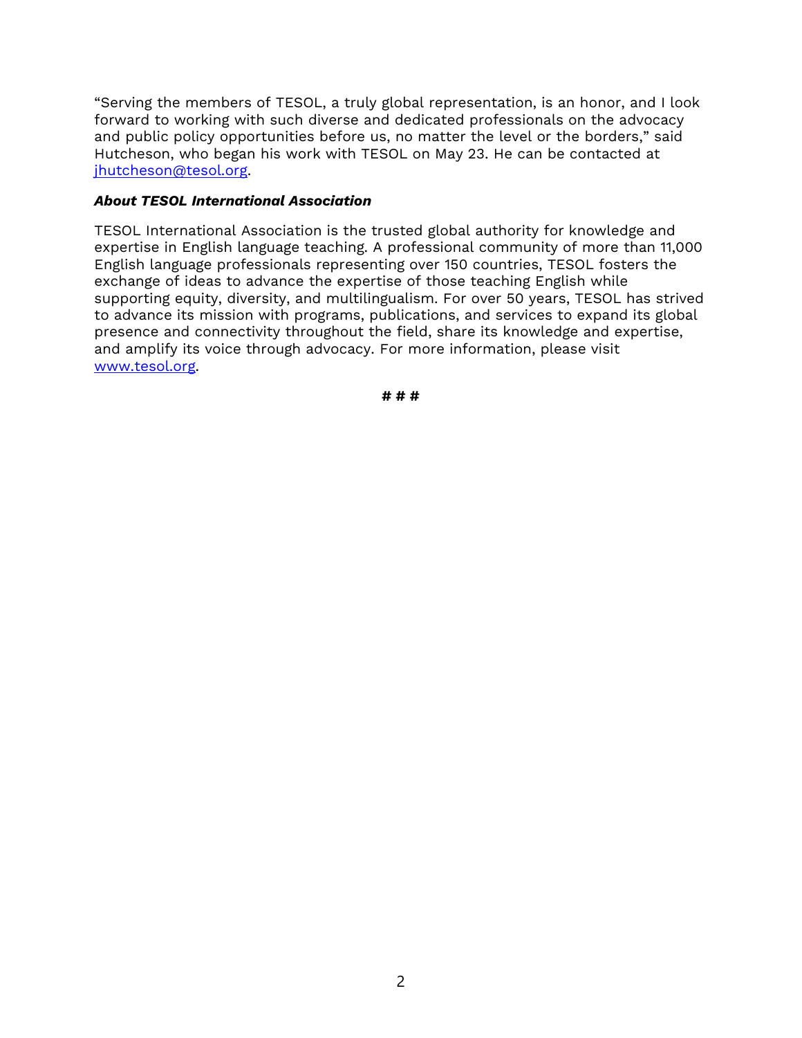"Serving the members of TESOL, a truly global representation, is an honor, and I look forward to working with such diverse and dedicated professionals on the advocacy and public policy opportunities before us, no matter the level or the borders," said Hutcheson, who began his work with TESOL on May 23. He can be contacted at jhutcheson@tesol.org.

***About TESOL International Association***

TESOL International Association is the trusted global authority for knowledge and expertise in English language teaching. A professional community of more than 11,000 English language professionals representing over 150 countries, TESOL fosters the exchange of ideas to advance the expertise of those teaching English while supporting equity, diversity, and multilingualism. For over 50 years, TESOL has strived to advance its mission with programs, publications, and services to expand its global presence and connectivity throughout the field, share its knowledge and expertise, and amplify its voice through advocacy. For more information, please visit www.tesol.org.

**# # #**